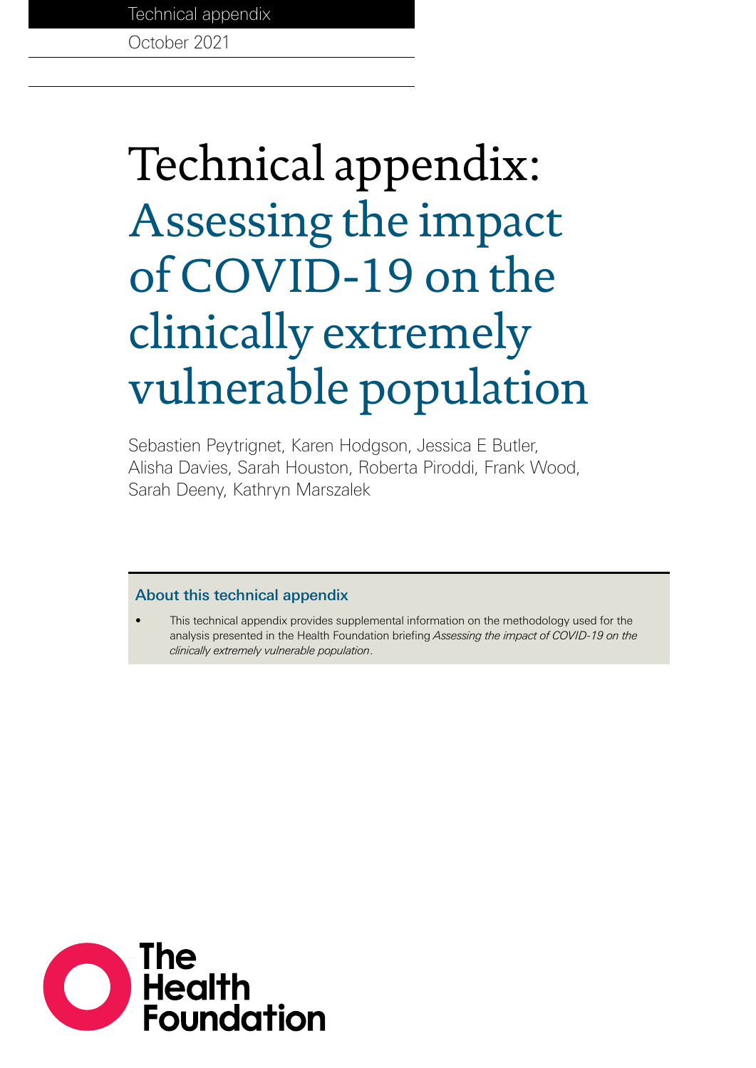Technical appendix

October 2021

# Technical appendix: Assessing the impact of COVID-19 on the clinically extremely vulnerable population

Sebastien Peytrignet, Karen Hodgson, Jessica E Butler, Alisha Davies, Sarah Houston, Roberta Piroddi, Frank Wood, Sarah Deeny, Kathryn Marszalek

## About this technical appendix

- This technical appendix provides supplemental information on the methodology used for the analysis presented in the Health Foundation briefing *Assessing the impact of COVID-19 on the clinically extremely vulnerable population*.

The Health Foundation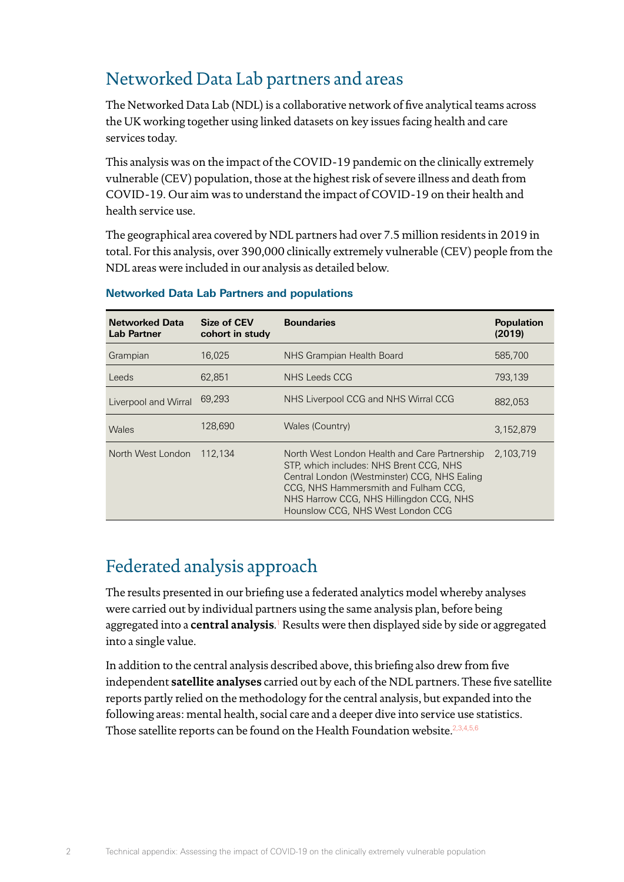## Networked Data Lab partners and areas

The Networked Data Lab (NDL) is a collaborative network of five analytical teams across the UK working together using linked datasets on key issues facing health and care services today.

This analysis was on the impact of the COVID-19 pandemic on the clinically extremely vulnerable (CEV) population, those at the highest risk of severe illness and death from COVID-19. Our aim was to understand the impact of COVID-19 on their health and health service use.

The geographical area covered by NDL partners had over 7.5 million residents in 2019 in total. For this analysis, over 390,000 clinically extremely vulnerable (CEV) people from the NDL areas were included in our analysis as detailed below.

**Networked Data Lab Partners and populations**

| Networked Data Lab Partner | Size of CEV cohort in study | Boundaries | Population (2019) |
|---|---|---|---|
| Grampian | 16,025 | NHS Grampian Health Board | 585,700 |
| Leeds | 62,851 | NHS Leeds CCG | 793,139 |
| Liverpool and Wirral | 69,293 | NHS Liverpool CCG and NHS Wirral CCG | 882,053 |
| Wales | 128,690 | Wales (Country) | 3,152,879 |
| North West London | 112,134 | North West London Health and Care Partnership STP, which includes: NHS Brent CCG, NHS Central London (Westminster) CCG, NHS Ealing CCG, NHS Hammersmith and Fulham CCG, NHS Harrow CCG, NHS Hillingdon CCG, NHS Hounslow CCG, NHS West London CCG | 2,103,719 |

## Federated analysis approach

The results presented in our briefing use a federated analytics model whereby analyses were carried out by individual partners using the same analysis plan, before being aggregated into a **central analysis**.[1] Results were then displayed side by side or aggregated into a single value.

In addition to the central analysis described above, this briefing also drew from five independent **satellite analyses** carried out by each of the NDL partners. These five satellite reports partly relied on the methodology for the central analysis, but expanded into the following areas: mental health, social care and a deeper dive into service use statistics. Those satellite reports can be found on the Health Foundation website.[2,3,4,5,6]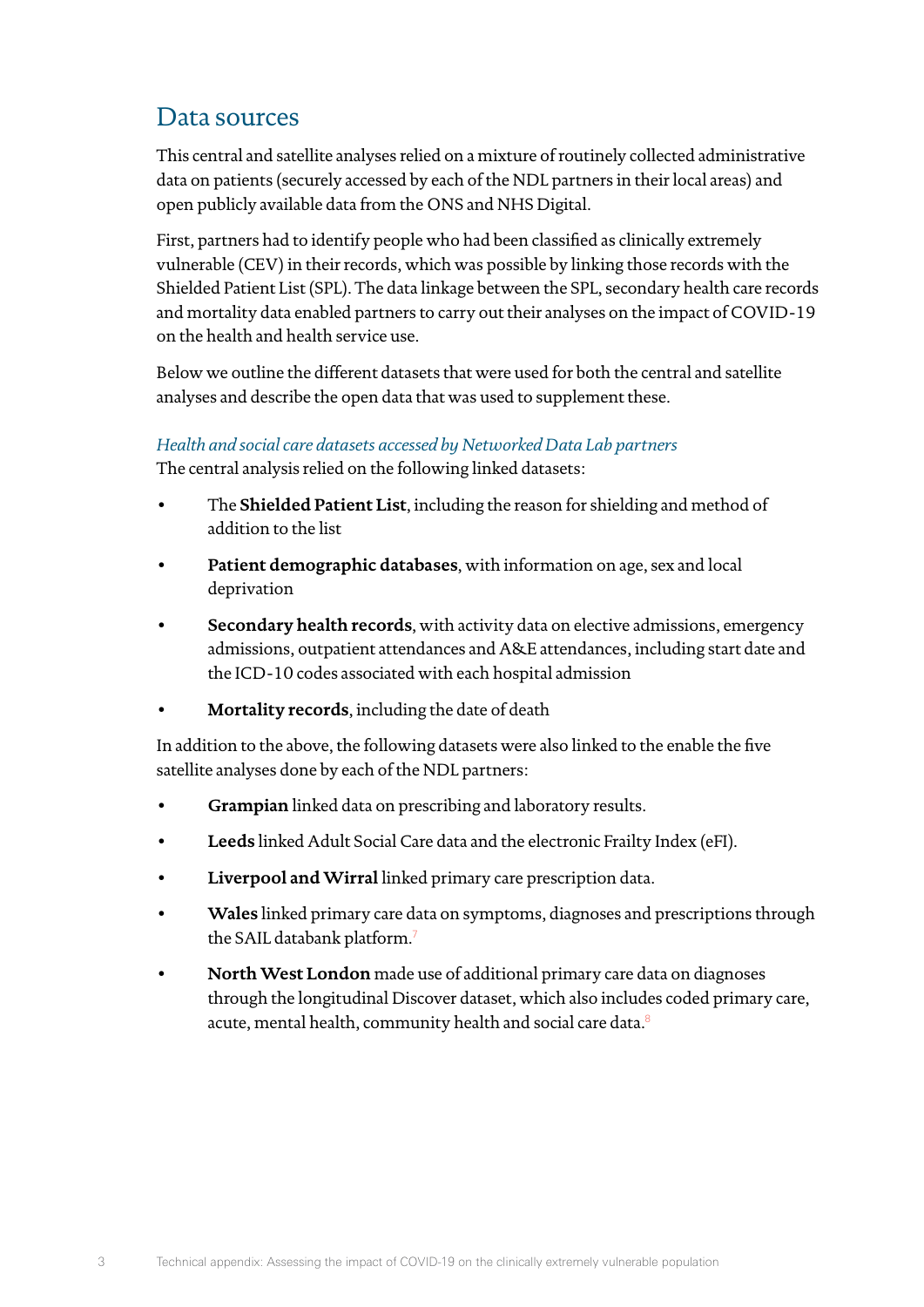## Data sources

This central and satellite analyses relied on a mixture of routinely collected administrative data on patients (securely accessed by each of the NDL partners in their local areas) and open publicly available data from the ONS and NHS Digital.

First, partners had to identify people who had been classified as clinically extremely vulnerable (CEV) in their records, which was possible by linking those records with the Shielded Patient List (SPL). The data linkage between the SPL, secondary health care records and mortality data enabled partners to carry out their analyses on the impact of COVID-19 on the health and health service use.

Below we outline the different datasets that were used for both the central and satellite analyses and describe the open data that was used to supplement these.

*Health and social care datasets accessed by Networked Data Lab partners*

The central analysis relied on the following linked datasets:

- The **Shielded Patient List**, including the reason for shielding and method of addition to the list
- **Patient demographic databases**, with information on age, sex and local deprivation
- **Secondary health records**, with activity data on elective admissions, emergency admissions, outpatient attendances and A&E attendances, including start date and the ICD-10 codes associated with each hospital admission
- **Mortality records**, including the date of death

In addition to the above, the following datasets were also linked to the enable the five satellite analyses done by each of the NDL partners:

- **Grampian** linked data on prescribing and laboratory results.
- **Leeds** linked Adult Social Care data and the electronic Frailty Index (eFI).
- **Liverpool and Wirral** linked primary care prescription data.
- **Wales** linked primary care data on symptoms, diagnoses and prescriptions through the SAIL databank platform.[7]
- **North West London** made use of additional primary care data on diagnoses through the longitudinal Discover dataset, which also includes coded primary care, acute, mental health, community health and social care data.[8]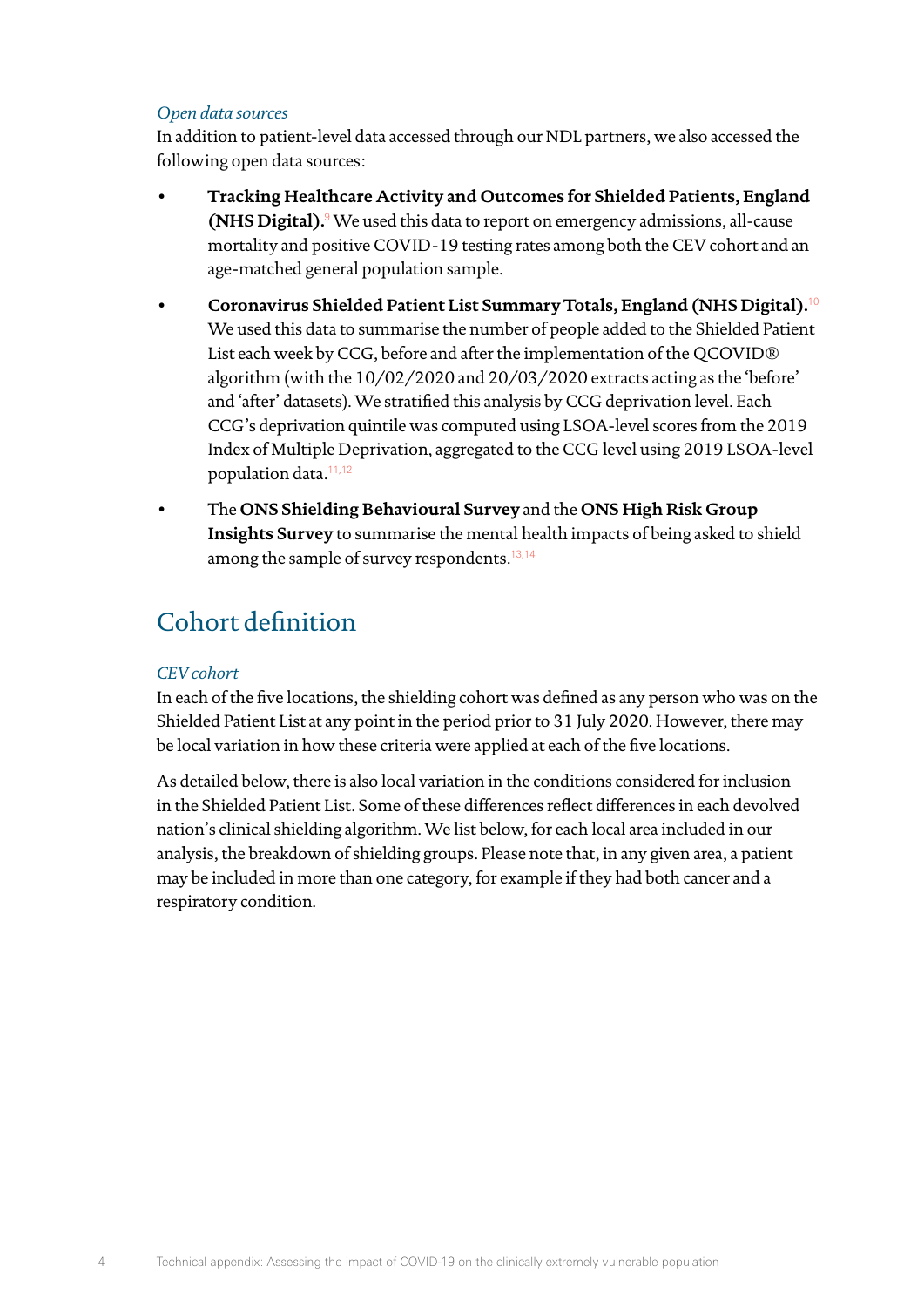*Open data sources*

In addition to patient-level data accessed through our NDL partners, we also accessed the following open data sources:

- **Tracking Healthcare Activity and Outcomes for Shielded Patients, England (NHS Digital).**[9] We used this data to report on emergency admissions, all-cause mortality and positive COVID-19 testing rates among both the CEV cohort and an age-matched general population sample.
- **Coronavirus Shielded Patient List Summary Totals, England (NHS Digital).**[10] We used this data to summarise the number of people added to the Shielded Patient List each week by CCG, before and after the implementation of the QCOVID® algorithm (with the 10/02/2020 and 20/03/2020 extracts acting as the 'before' and 'after' datasets). We stratified this analysis by CCG deprivation level. Each CCG's deprivation quintile was computed using LSOA-level scores from the 2019 Index of Multiple Deprivation, aggregated to the CCG level using 2019 LSOA-level population data.[11,12]
- The **ONS Shielding Behavioural Survey** and the **ONS High Risk Group Insights Survey** to summarise the mental health impacts of being asked to shield among the sample of survey respondents.[13,14]

## Cohort definition

*CEV cohort*

In each of the five locations, the shielding cohort was defined as any person who was on the Shielded Patient List at any point in the period prior to 31 July 2020. However, there may be local variation in how these criteria were applied at each of the five locations.

As detailed below, there is also local variation in the conditions considered for inclusion in the Shielded Patient List. Some of these differences reflect differences in each devolved nation's clinical shielding algorithm. We list below, for each local area included in our analysis, the breakdown of shielding groups. Please note that, in any given area, a patient may be included in more than one category, for example if they had both cancer and a respiratory condition.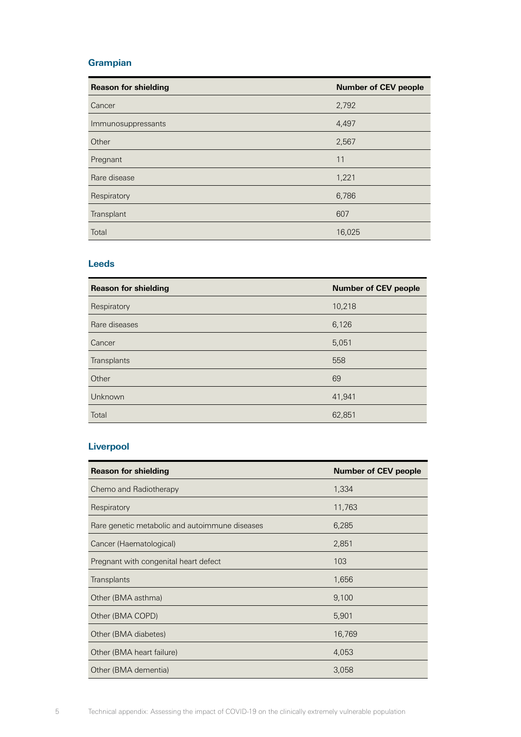### Grampian

| Reason for shielding | Number of CEV people |
|---|---|
| Cancer | 2,792 |
| Immunosuppressants | 4,497 |
| Other | 2,567 |
| Pregnant | 11 |
| Rare disease | 1,221 |
| Respiratory | 6,786 |
| Transplant | 607 |
| Total | 16,025 |

### Leeds

| Reason for shielding | Number of CEV people |
|---|---|
| Respiratory | 10,218 |
| Rare diseases | 6,126 |
| Cancer | 5,051 |
| Transplants | 558 |
| Other | 69 |
| Unknown | 41,941 |
| Total | 62,851 |

### Liverpool

| Reason for shielding | Number of CEV people |
|---|---|
| Chemo and Radiotherapy | 1,334 |
| Respiratory | 11,763 |
| Rare genetic metabolic and autoimmune diseases | 6,285 |
| Cancer (Haematological) | 2,851 |
| Pregnant with congenital heart defect | 103 |
| Transplants | 1,656 |
| Other (BMA asthma) | 9,100 |
| Other (BMA COPD) | 5,901 |
| Other (BMA diabetes) | 16,769 |
| Other (BMA heart failure) | 4,053 |
| Other (BMA dementia) | 3,058 |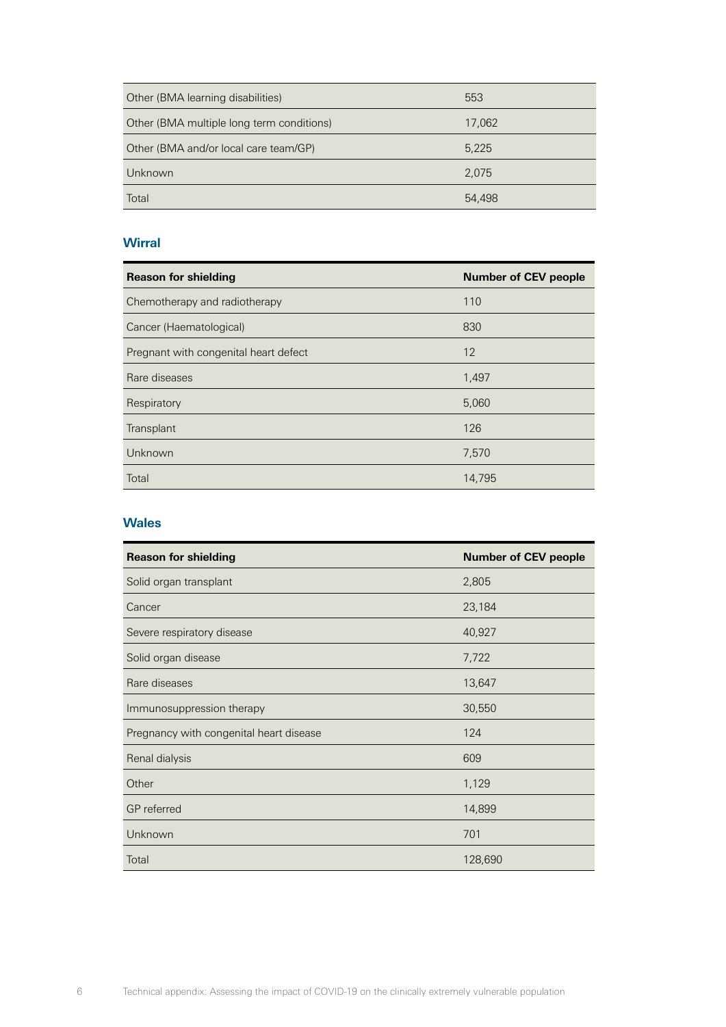| | |
|---|---|
| Other (BMA learning disabilities) | 553 |
| Other (BMA multiple long term conditions) | 17,062 |
| Other (BMA and/or local care team/GP) | 5,225 |
| Unknown | 2,075 |
| Total | 54,498 |

### Wirral

| Reason for shielding | Number of CEV people |
|---|---|
| Chemotherapy and radiotherapy | 110 |
| Cancer (Haematological) | 830 |
| Pregnant with congenital heart defect | 12 |
| Rare diseases | 1,497 |
| Respiratory | 5,060 |
| Transplant | 126 |
| Unknown | 7,570 |
| Total | 14,795 |

### Wales

| Reason for shielding | Number of CEV people |
|---|---|
| Solid organ transplant | 2,805 |
| Cancer | 23,184 |
| Severe respiratory disease | 40,927 |
| Solid organ disease | 7,722 |
| Rare diseases | 13,647 |
| Immunosuppression therapy | 30,550 |
| Pregnancy with congenital heart disease | 124 |
| Renal dialysis | 609 |
| Other | 1,129 |
| GP referred | 14,899 |
| Unknown | 701 |
| Total | 128,690 |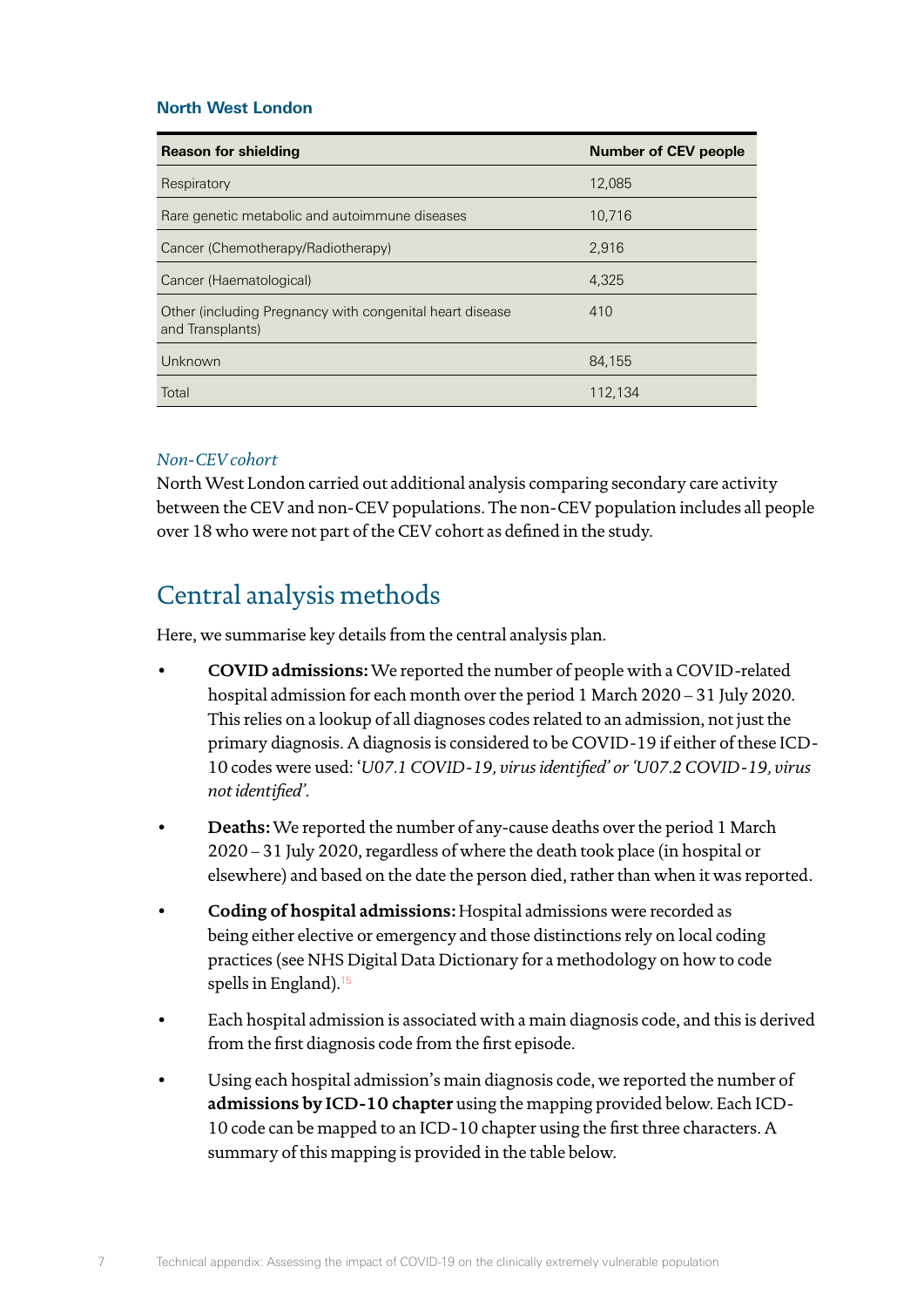### North West London

| Reason for shielding | Number of CEV people |
|---|---|
| Respiratory | 12,085 |
| Rare genetic metabolic and autoimmune diseases | 10,716 |
| Cancer (Chemotherapy/Radiotherapy) | 2,916 |
| Cancer (Haematological) | 4,325 |
| Other (including Pregnancy with congenital heart disease and Transplants) | 410 |
| Unknown | 84,155 |
| Total | 112,134 |

*Non-CEV cohort*

North West London carried out additional analysis comparing secondary care activity between the CEV and non-CEV populations. The non-CEV population includes all people over 18 who were not part of the CEV cohort as defined in the study.

## Central analysis methods

Here, we summarise key details from the central analysis plan.

- **COVID admissions:** We reported the number of people with a COVID-related hospital admission for each month over the period 1 March 2020 – 31 July 2020. This relies on a lookup of all diagnoses codes related to an admission, not just the primary diagnosis. A diagnosis is considered to be COVID-19 if either of these ICD-10 codes were used: *'U07.1 COVID-19, virus identified' or 'U07.2 COVID-19, virus not identified'*.
- **Deaths:** We reported the number of any-cause deaths over the period 1 March 2020 – 31 July 2020, regardless of where the death took place (in hospital or elsewhere) and based on the date the person died, rather than when it was reported.
- **Coding of hospital admissions:** Hospital admissions were recorded as being either elective or emergency and those distinctions rely on local coding practices (see NHS Digital Data Dictionary for a methodology on how to code spells in England).[15]
- Each hospital admission is associated with a main diagnosis code, and this is derived from the first diagnosis code from the first episode.
- Using each hospital admission's main diagnosis code, we reported the number of **admissions by ICD-10 chapter** using the mapping provided below. Each ICD-10 code can be mapped to an ICD-10 chapter using the first three characters. A summary of this mapping is provided in the table below.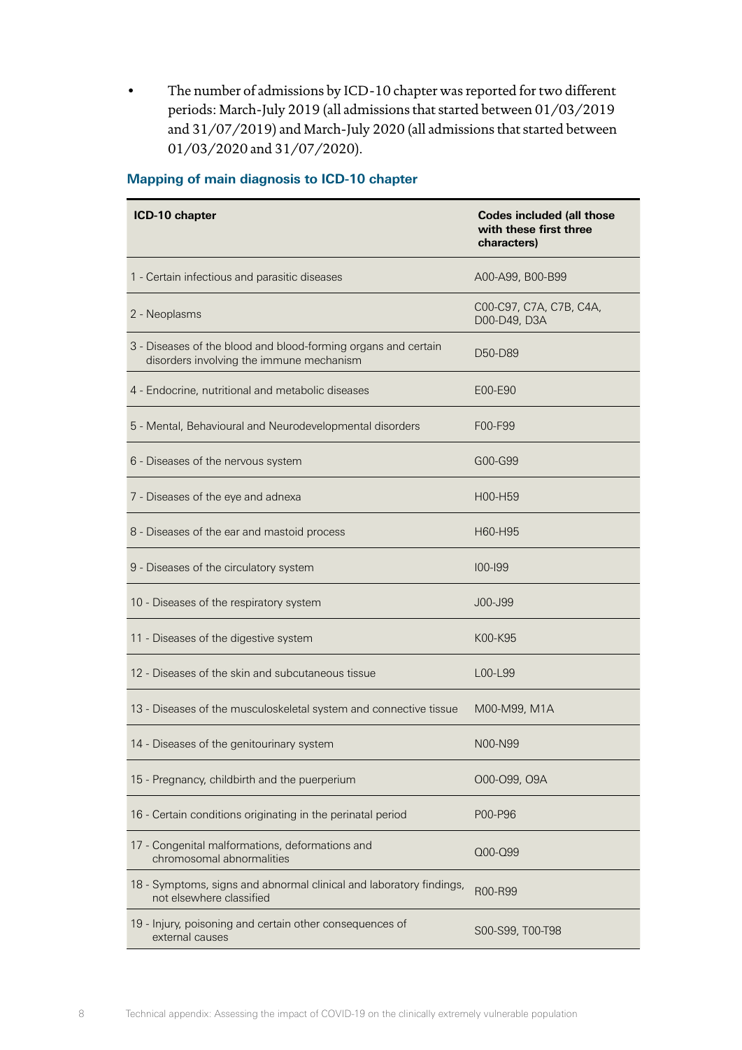- The number of admissions by ICD-10 chapter was reported for two different periods: March-July 2019 (all admissions that started between 01/03/2019 and 31/07/2019) and March-July 2020 (all admissions that started between 01/03/2020 and 31/07/2020).

### Mapping of main diagnosis to ICD-10 chapter

| ICD-10 chapter | Codes included (all those with these first three characters) |
|---|---|
| 1 - Certain infectious and parasitic diseases | A00-A99, B00-B99 |
| 2 - Neoplasms | C00-C97, C7A, C7B, C4A, D00-D49, D3A |
| 3 - Diseases of the blood and blood-forming organs and certain disorders involving the immune mechanism | D50-D89 |
| 4 - Endocrine, nutritional and metabolic diseases | E00-E90 |
| 5 - Mental, Behavioural and Neurodevelopmental disorders | F00-F99 |
| 6 - Diseases of the nervous system | G00-G99 |
| 7 - Diseases of the eye and adnexa | H00-H59 |
| 8 - Diseases of the ear and mastoid process | H60-H95 |
| 9 - Diseases of the circulatory system | I00-I99 |
| 10 - Diseases of the respiratory system | J00-J99 |
| 11 - Diseases of the digestive system | K00-K95 |
| 12 - Diseases of the skin and subcutaneous tissue | L00-L99 |
| 13 - Diseases of the musculoskeletal system and connective tissue | M00-M99, M1A |
| 14 - Diseases of the genitourinary system | N00-N99 |
| 15 - Pregnancy, childbirth and the puerperium | O00-O99, O9A |
| 16 - Certain conditions originating in the perinatal period | P00-P96 |
| 17 - Congenital malformations, deformations and chromosomal abnormalities | Q00-Q99 |
| 18 - Symptoms, signs and abnormal clinical and laboratory findings, not elsewhere classified | R00-R99 |
| 19 - Injury, poisoning and certain other consequences of external causes | S00-S99, T00-T98 |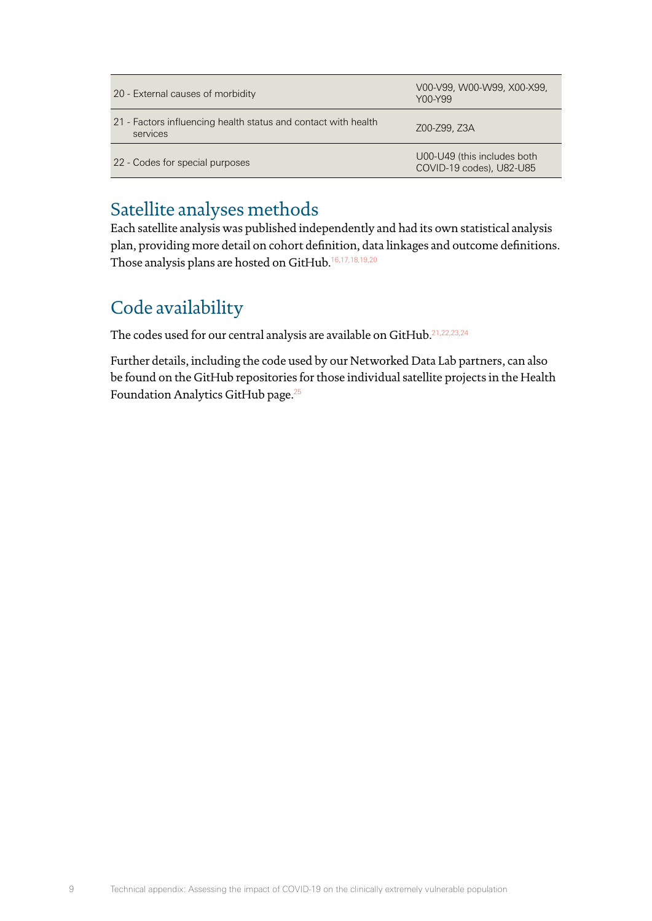| | |
|---|---|
| 20 - External causes of morbidity | V00-V99, W00-W99, X00-X99, Y00-Y99 |
| 21 - Factors influencing health status and contact with health services | Z00-Z99, Z3A |
| 22 - Codes for special purposes | U00-U49 (this includes both COVID-19 codes), U82-U85 |

## Satellite analyses methods

Each satellite analysis was published independently and had its own statistical analysis plan, providing more detail on cohort definition, data linkages and outcome definitions. Those analysis plans are hosted on GitHub.[16,17,18,19,20]

## Code availability

The codes used for our central analysis are available on GitHub.[21,22,23,24]

Further details, including the code used by our Networked Data Lab partners, can also be found on the GitHub repositories for those individual satellite projects in the Health Foundation Analytics GitHub page.[25]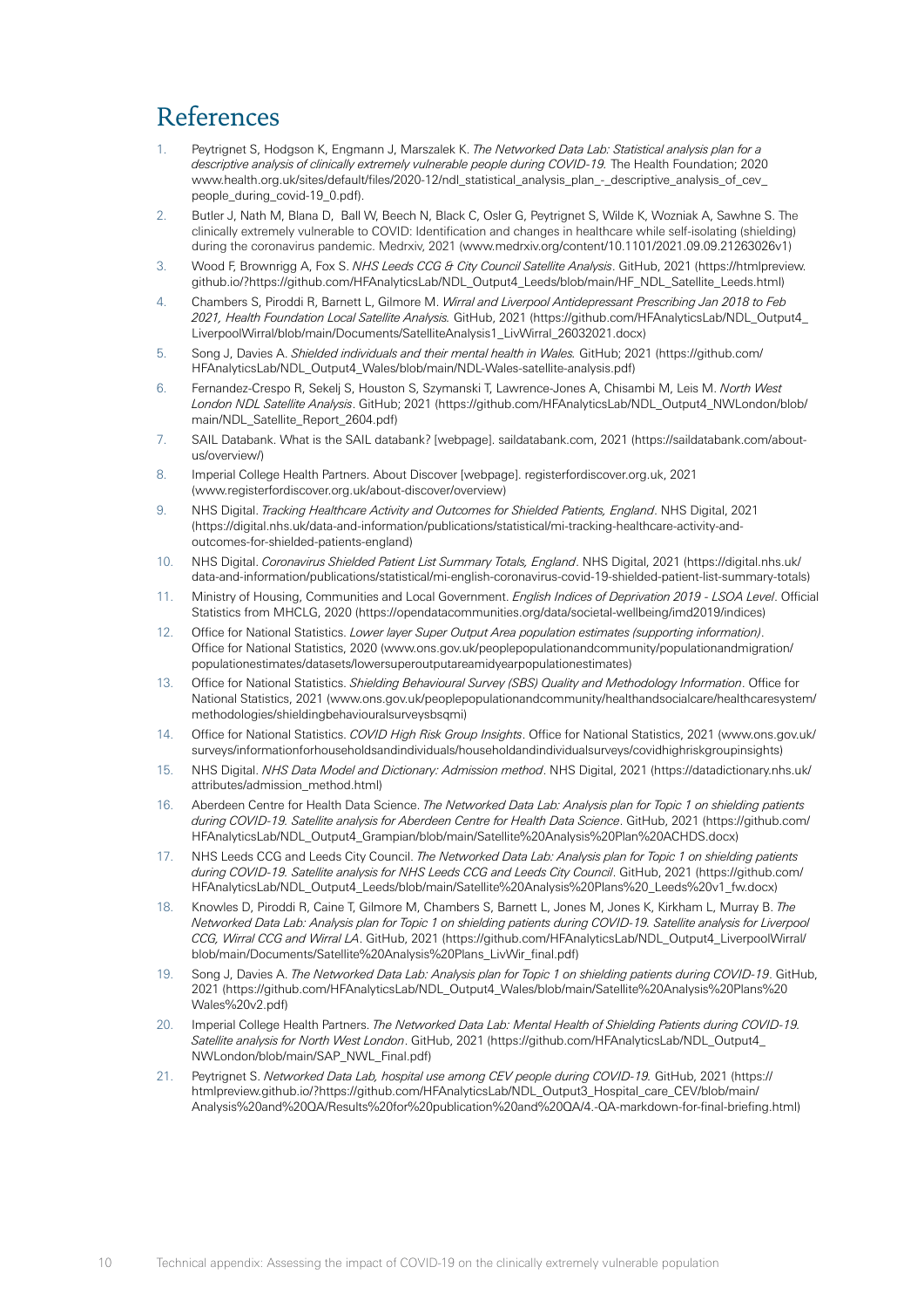# References

1. Peytrignet S, Hodgson K, Engmann J, Marszalek K. *The Networked Data Lab: Statistical analysis plan for a descriptive analysis of clinically extremely vulnerable people during COVID-19.* The Health Foundation; 2020 www.health.org.uk/sites/default/files/2020-12/ndl_statistical_analysis_plan_-_descriptive_analysis_of_cev_people_during_covid-19_0.pdf).
2. Butler J, Nath M, Blana D, Ball W, Beech N, Black C, Osler G, Peytrignet S, Wilde K, Wozniak A, Sawhne S. The clinically extremely vulnerable to COVID: Identification and changes in healthcare while self-isolating (shielding) during the coronavirus pandemic. Medrxiv, 2021 (www.medrxiv.org/content/10.1101/2021.09.09.21263026v1)
3. Wood F, Brownrigg A, Fox S. *NHS Leeds CCG & City Council Satellite Analysis*. GitHub, 2021 (https://htmlpreview.github.io/?https://github.com/HFAnalyticsLab/NDL_Output4_Leeds/blob/main/HF_NDL_Satellite_Leeds.html)
4. Chambers S, Piroddi R, Barnett L, Gilmore M. *Wirral and Liverpool Antidepressant Prescribing Jan 2018 to Feb 2021, Health Foundation Local Satellite Analysis.* GitHub, 2021 (https://github.com/HFAnalyticsLab/NDL_Output4_LiverpoolWirral/blob/main/Documents/SatelliteAnalysis1_LivWirral_26032021.docx)
5. Song J, Davies A. *Shielded individuals and their mental health in Wales.* GitHub; 2021 (https://github.com/HFAnalyticsLab/NDL_Output4_Wales/blob/main/NDL-Wales-satellite-analysis.pdf)
6. Fernandez-Crespo R, Sekelj S, Houston S, Szymanski T, Lawrence-Jones A, Chisambi M, Leis M. *North West London NDL Satellite Analysis*. GitHub; 2021 (https://github.com/HFAnalyticsLab/NDL_Output4_NWLondon/blob/main/NDL_Satellite_Report_2604.pdf)
7. SAIL Databank. What is the SAIL databank? [webpage]. saildatabank.com, 2021 (https://saildatabank.com/about-us/overview/)
8. Imperial College Health Partners. About Discover [webpage]. registerfordiscover.org.uk, 2021 (www.registerfordiscover.org.uk/about-discover/overview)
9. NHS Digital. *Tracking Healthcare Activity and Outcomes for Shielded Patients, England*. NHS Digital, 2021 (https://digital.nhs.uk/data-and-information/publications/statistical/mi-tracking-healthcare-activity-and-outcomes-for-shielded-patients-england)
10. NHS Digital. *Coronavirus Shielded Patient List Summary Totals, England*. NHS Digital, 2021 (https://digital.nhs.uk/data-and-information/publications/statistical/mi-english-coronavirus-covid-19-shielded-patient-list-summary-totals)
11. Ministry of Housing, Communities and Local Government. *English Indices of Deprivation 2019 - LSOA Level*. Official Statistics from MHCLG, 2020 (https://opendatacommunities.org/data/societal-wellbeing/imd2019/indices)
12. Office for National Statistics. *Lower layer Super Output Area population estimates (supporting information)*. Office for National Statistics, 2020 (www.ons.gov.uk/peoplepopulationandcommunity/populationandmigration/populationestimates/datasets/lowersuperoutputareamidyearpopulationestimates)
13. Office for National Statistics. *Shielding Behavioural Survey (SBS) Quality and Methodology Information*. Office for National Statistics, 2021 (www.ons.gov.uk/peoplepopulationandcommunity/healthandsocialcare/healthcaresystem/methodologies/shieldingbehaviouralsurveysbsqmi)
14. Office for National Statistics. *COVID High Risk Group Insights*. Office for National Statistics, 2021 (www.ons.gov.uk/surveys/informationforhouseholdsandindividuals/householdandindividualsurveys/covidhighriskgroupinsights)
15. NHS Digital. *NHS Data Model and Dictionary: Admission method*. NHS Digital, 2021 (https://datadictionary.nhs.uk/attributes/admission_method.html)
16. Aberdeen Centre for Health Data Science. *The Networked Data Lab: Analysis plan for Topic 1 on shielding patients during COVID-19. Satellite analysis for Aberdeen Centre for Health Data Science*. GitHub, 2021 (https://github.com/HFAnalyticsLab/NDL_Output4_Grampian/blob/main/Satellite%20Analysis%20Plan%20ACHDS.docx)
17. NHS Leeds CCG and Leeds City Council. *The Networked Data Lab: Analysis plan for Topic 1 on shielding patients during COVID-19. Satellite analysis for NHS Leeds CCG and Leeds City Council*. GitHub, 2021 (https://github.com/HFAnalyticsLab/NDL_Output4_Leeds/blob/main/Satellite%20Analysis%20Plans%20_Leeds%20v1_fw.docx)
18. Knowles D, Piroddi R, Caine T, Gilmore M, Chambers S, Barnett L, Jones M, Jones K, Kirkham L, Murray B. *The Networked Data Lab: Analysis plan for Topic 1 on shielding patients during COVID-19. Satellite analysis for Liverpool CCG, Wirral CCG and Wirral LA*. GitHub, 2021 (https://github.com/HFAnalyticsLab/NDL_Output4_LiverpoolWirral/blob/main/Documents/Satellite%20Analysis%20Plans_LivWir_final.pdf)
19. Song J, Davies A. *The Networked Data Lab: Analysis plan for Topic 1 on shielding patients during COVID-19*. GitHub, 2021 (https://github.com/HFAnalyticsLab/NDL_Output4_Wales/blob/main/Satellite%20Analysis%20Plans%20Wales%20v2.pdf)
20. Imperial College Health Partners. *The Networked Data Lab: Mental Health of Shielding Patients during COVID-19. Satellite analysis for North West London*. GitHub, 2021 (https://github.com/HFAnalyticsLab/NDL_Output4_NWLondon/blob/main/SAP_NWL_Final.pdf)
21. Peytrignet S. *Networked Data Lab, hospital use among CEV people during COVID-19.* GitHub, 2021 (https://htmlpreview.github.io/?https://github.com/HFAnalyticsLab/NDL_Output3_Hospital_care_CEV/blob/main/Analysis%20and%20QA/Results%20for%20publication%20and%20QA/4.-QA-markdown-for-final-briefing.html)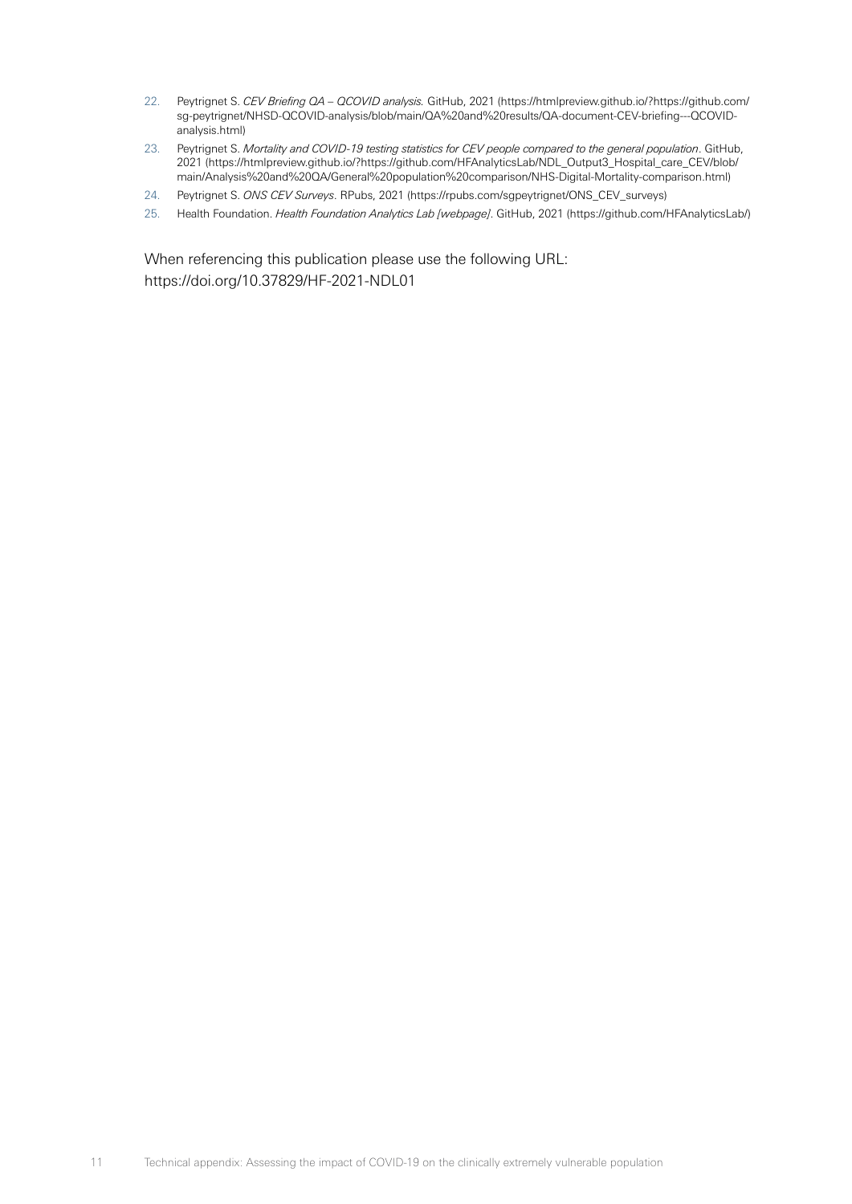22. Peytrignet S. *CEV Briefing QA – QCOVID analysis.* GitHub, 2021 (https://htmlpreview.github.io/?https://github.com/sg-peytrignet/NHSD-QCOVID-analysis/blob/main/QA%20and%20results/QA-document-CEV-briefing---QCOVID-analysis.html)
23. Peytrignet S. *Mortality and COVID-19 testing statistics for CEV people compared to the general population*. GitHub, 2021 (https://htmlpreview.github.io/?https://github.com/HFAnalyticsLab/NDL_Output3_Hospital_care_CEV/blob/main/Analysis%20and%20QA/General%20population%20comparison/NHS-Digital-Mortality-comparison.html)
24. Peytrignet S. *ONS CEV Surveys*. RPubs, 2021 (https://rpubs.com/sgpeytrignet/ONS_CEV_surveys)
25. Health Foundation. *Health Foundation Analytics Lab [webpage]*. GitHub, 2021 (https://github.com/HFAnalyticsLab/)

When referencing this publication please use the following URL:
https://doi.org/10.37829/HF-2021-NDL01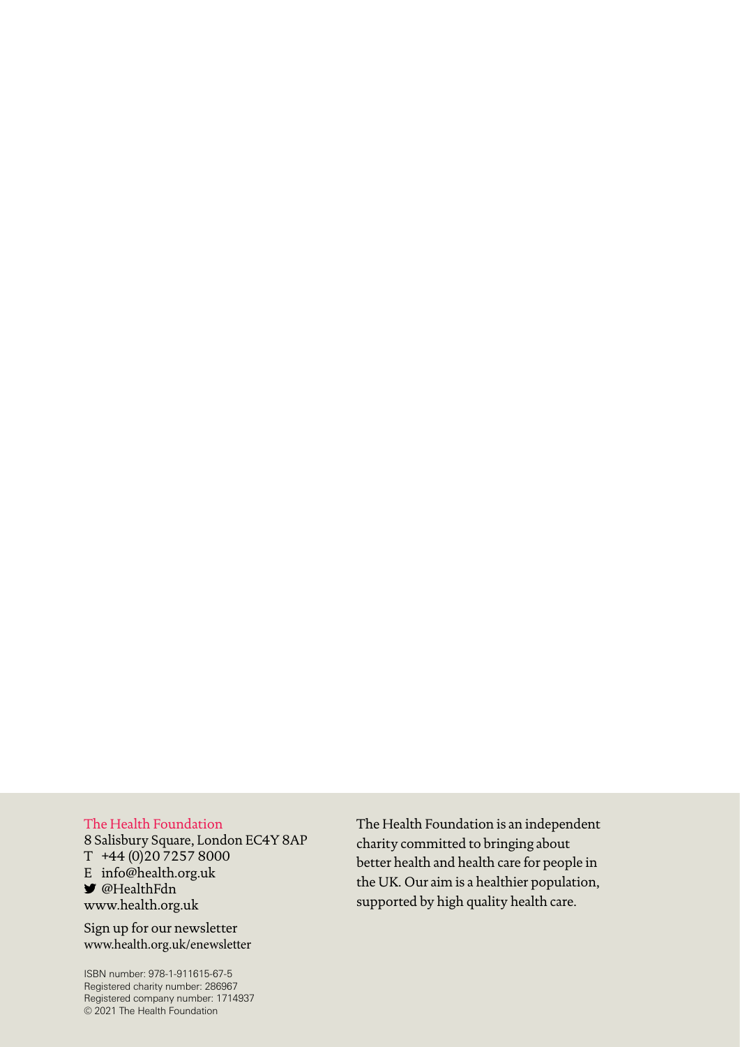The Health Foundation
8 Salisbury Square, London EC4Y 8AP
T +44 (0)20 7257 8000
E info@health.org.uk
@HealthFdn
www.health.org.uk

Sign up for our newsletter
www.health.org.uk/enewsletter

ISBN number: 978-1-911615-67-5
Registered charity number: 286967
Registered company number: 1714937
© 2021 The Health Foundation

The Health Foundation is an independent charity committed to bringing about better health and health care for people in the UK. Our aim is a healthier population, supported by high quality health care.